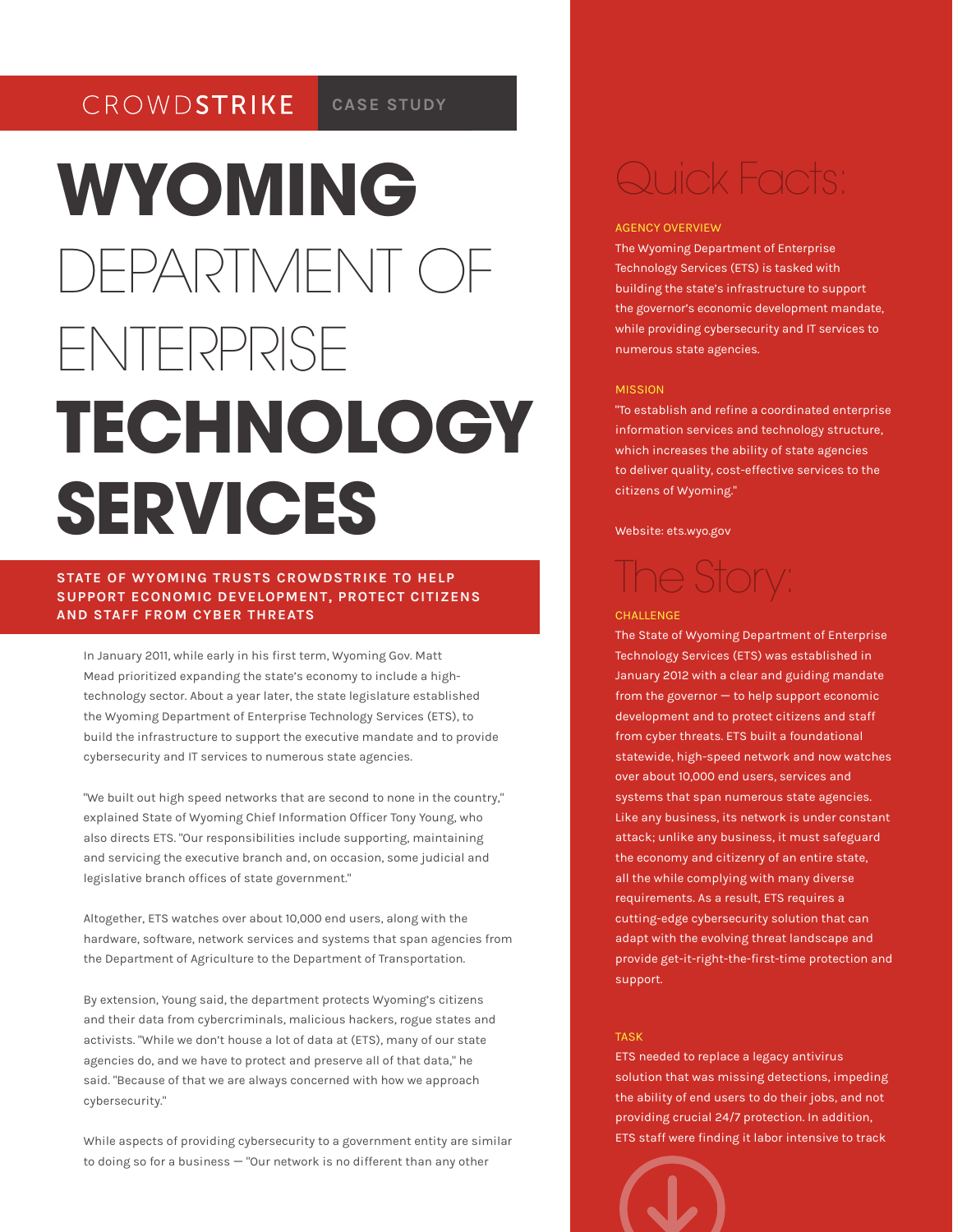CROWDSTRIKE | CASE STUDY

# WYOMING DEPARTMENT OF ENTERPRISE TECHNOLOGY SERVICES

**STATE OF WYOMING TRUSTS CROWDSTRIKE TO HELP SUPPORT ECONOMIC DEVELOPMENT, PROTECT CITIZENS AND STAFF FROM CYBER THREATS**

In January 2011, while early in his first term, Wyoming Gov. Matt Mead prioritized expanding the state's economy to include a high-technology sector. About a year later, the state legislature established the Wyoming Department of Enterprise Technology Services (ETS), to build the infrastructure to support the executive mandate and to provide cybersecurity and IT services to numerous state agencies.

"We built out high speed networks that are second to none in the country," explained State of Wyoming Chief Information Officer Tony Young, who also directs ETS. "Our responsibilities include supporting, maintaining and servicing the executive branch and, on occasion, some judicial and legislative branch offices of state government."

Altogether, ETS watches over about 10,000 end users, along with the hardware, software, network services and systems that span agencies from the Department of Agriculture to the Department of Transportation.

By extension, Young said, the department protects Wyoming's citizens and their data from cybercriminals, malicious hackers, rogue states and activists. "While we don't house a lot of data at (ETS), many of our state agencies do, and we have to protect and preserve all of that data," he said. "Because of that we are always concerned with how we approach cybersecurity."

While aspects of providing cybersecurity to a government entity are similar to doing so for a business — "Our network is no different than any other

## Quick Facts:

**AGENCY OVERVIEW**

The Wyoming Department of Enterprise Technology Services (ETS) is tasked with building the state's infrastructure to support the governor's economic development mandate, while providing cybersecurity and IT services to numerous state agencies.

**MISSION**

"To establish and refine a coordinated enterprise information services and technology structure, which increases the ability of state agencies to deliver quality, cost-effective services to the citizens of Wyoming."

Website: ets.wyo.gov

## The Story:

**CHALLENGE**

The State of Wyoming Department of Enterprise Technology Services (ETS) was established in January 2012 with a clear and guiding mandate from the governor — to help support economic development and to protect citizens and staff from cyber threats. ETS built a foundational statewide, high-speed network and now watches over about 10,000 end users, services and systems that span numerous state agencies. Like any business, its network is under constant attack; unlike any business, it must safeguard the economy and citizenry of an entire state, all the while complying with many diverse requirements. As a result, ETS requires a cutting-edge cybersecurity solution that can adapt with the evolving threat landscape and provide get-it-right-the-first-time protection and support.

**TASK**

ETS needed to replace a legacy antivirus solution that was missing detections, impeding the ability of end users to do their jobs, and not providing crucial 24/7 protection. In addition, ETS staff were finding it labor intensive to track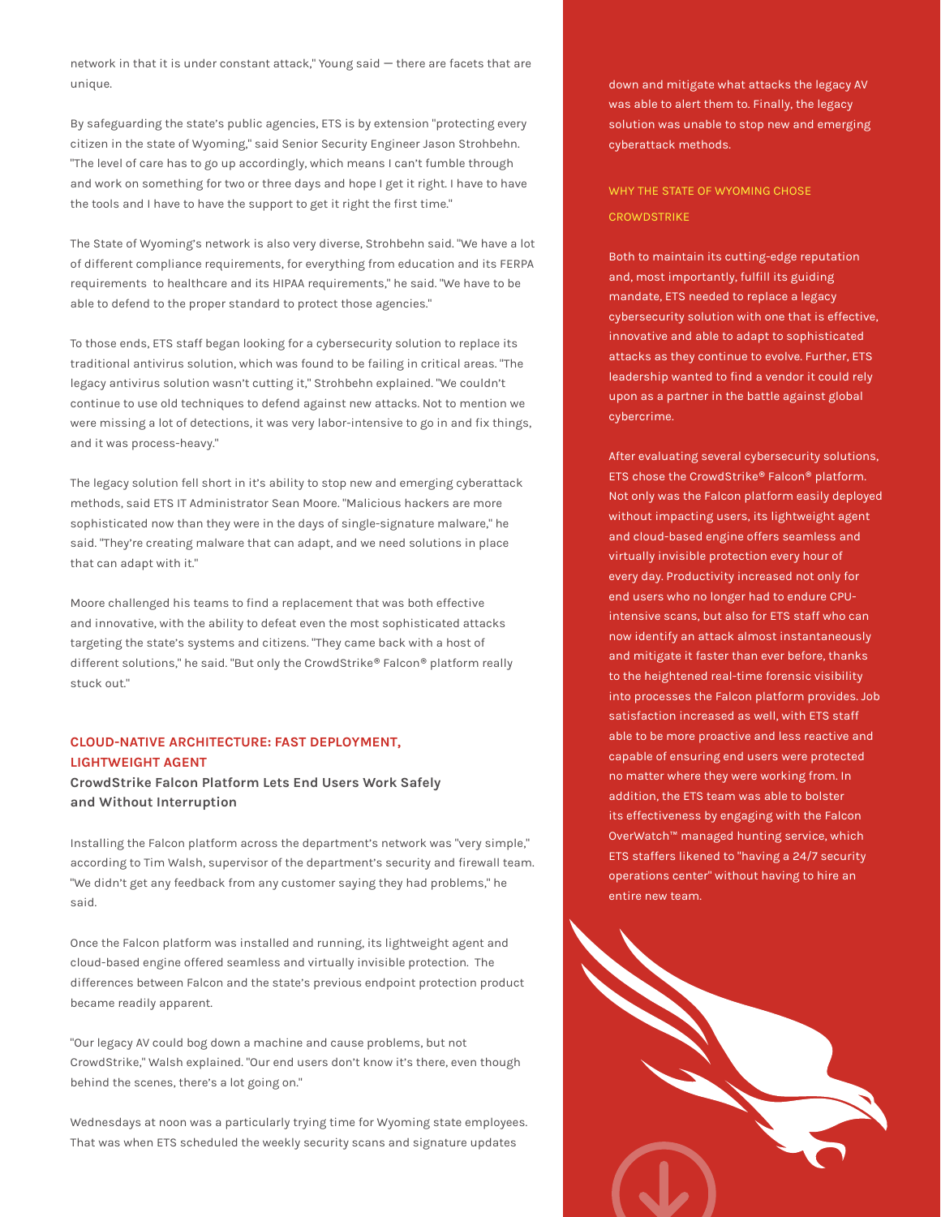network in that it is under constant attack," Young said — there are facets that are unique.

By safeguarding the state's public agencies, ETS is by extension "protecting every citizen in the state of Wyoming," said Senior Security Engineer Jason Strohbehn. "The level of care has to go up accordingly, which means I can't fumble through and work on something for two or three days and hope I get it right. I have to have the tools and I have to have the support to get it right the first time."

The State of Wyoming's network is also very diverse, Strohbehn said. "We have a lot of different compliance requirements, for everything from education and its FERPA requirements to healthcare and its HIPAA requirements," he said. "We have to be able to defend to the proper standard to protect those agencies."

To those ends, ETS staff began looking for a cybersecurity solution to replace its traditional antivirus solution, which was found to be failing in critical areas. "The legacy antivirus solution wasn't cutting it," Strohbehn explained. "We couldn't continue to use old techniques to defend against new attacks. Not to mention we were missing a lot of detections, it was very labor-intensive to go in and fix things, and it was process-heavy."

The legacy solution fell short in it's ability to stop new and emerging cyberattack methods, said ETS IT Administrator Sean Moore. "Malicious hackers are more sophisticated now than they were in the days of single-signature malware," he said. "They're creating malware that can adapt, and we need solutions in place that can adapt with it."

Moore challenged his teams to find a replacement that was both effective and innovative, with the ability to defeat even the most sophisticated attacks targeting the state's systems and citizens. "They came back with a host of different solutions," he said. "But only the CrowdStrike® Falcon® platform really stuck out."

## CLOUD-NATIVE ARCHITECTURE: FAST DEPLOYMENT, LIGHTWEIGHT AGENT

### CrowdStrike Falcon Platform Lets End Users Work Safely and Without Interruption

Installing the Falcon platform across the department's network was "very simple," according to Tim Walsh, supervisor of the department's security and firewall team. "We didn't get any feedback from any customer saying they had problems," he said.

Once the Falcon platform was installed and running, its lightweight agent and cloud-based engine offered seamless and virtually invisible protection. The differences between Falcon and the state's previous endpoint protection product became readily apparent.

"Our legacy AV could bog down a machine and cause problems, but not CrowdStrike," Walsh explained. "Our end users don't know it's there, even though behind the scenes, there's a lot going on."

Wednesdays at noon was a particularly trying time for Wyoming state employees. That was when ETS scheduled the weekly security scans and signature updates

down and mitigate what attacks the legacy AV was able to alert them to. Finally, the legacy solution was unable to stop new and emerging cyberattack methods.

## WHY THE STATE OF WYOMING CHOSE CROWDSTRIKE

Both to maintain its cutting-edge reputation and, most importantly, fulfill its guiding mandate, ETS needed to replace a legacy cybersecurity solution with one that is effective, innovative and able to adapt to sophisticated attacks as they continue to evolve. Further, ETS leadership wanted to find a vendor it could rely upon as a partner in the battle against global cybercrime.

After evaluating several cybersecurity solutions, ETS chose the CrowdStrike® Falcon® platform. Not only was the Falcon platform easily deployed without impacting users, its lightweight agent and cloud-based engine offers seamless and virtually invisible protection every hour of every day. Productivity increased not only for end users who no longer had to endure CPU-intensive scans, but also for ETS staff who can now identify an attack almost instantaneously and mitigate it faster than ever before, thanks to the heightened real-time forensic visibility into processes the Falcon platform provides. Job satisfaction increased as well, with ETS staff able to be more proactive and less reactive and capable of ensuring end users were protected no matter where they were working from. In addition, the ETS team was able to bolster its effectiveness by engaging with the Falcon OverWatch™ managed hunting service, which ETS staffers likened to "having a 24/7 security operations center" without having to hire an entire new team.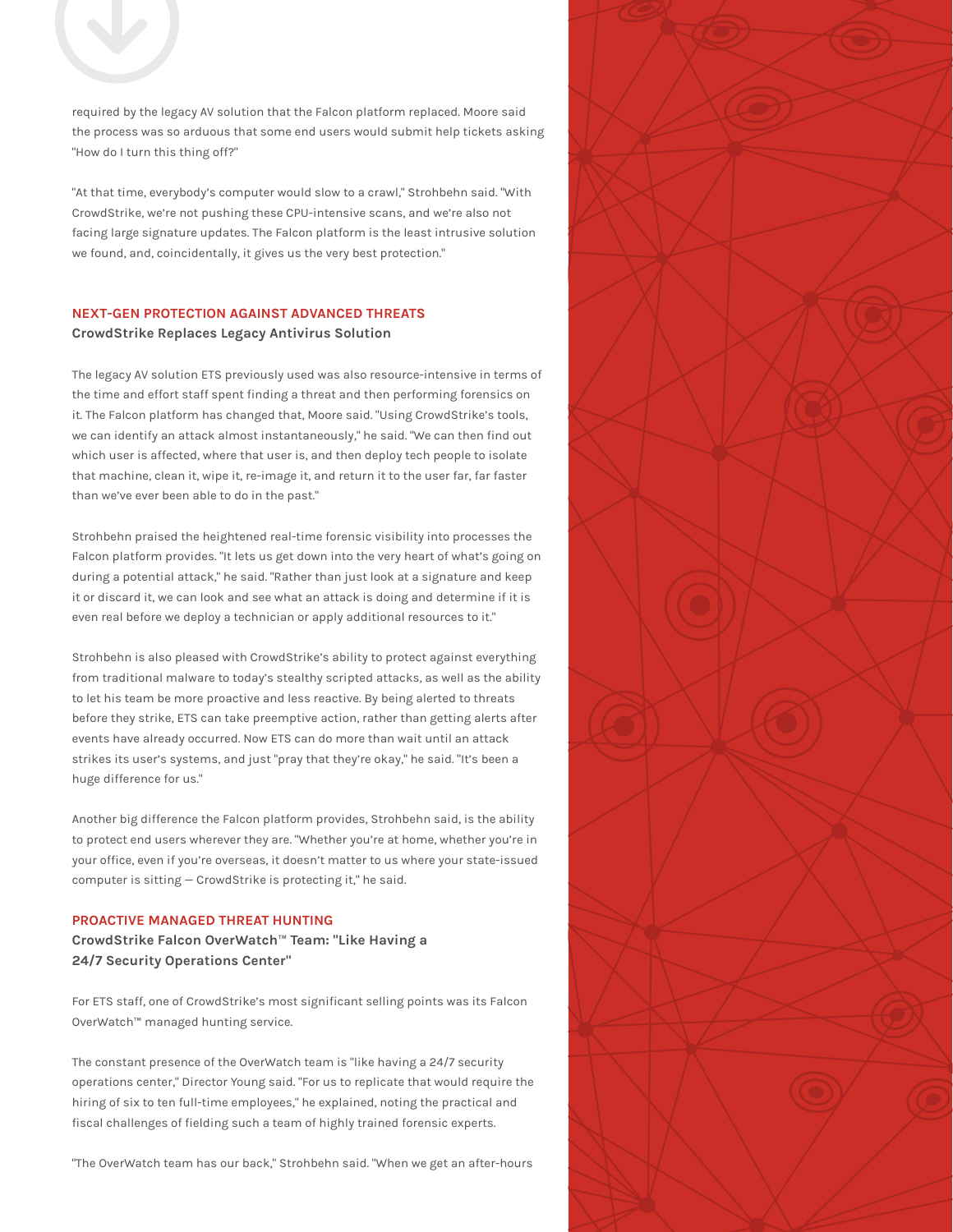required by the legacy AV solution that the Falcon platform replaced. Moore said the process was so arduous that some end users would submit help tickets asking "How do I turn this thing off?"

"At that time, everybody's computer would slow to a crawl," Strohbehn said. "With CrowdStrike, we're not pushing these CPU-intensive scans, and we're also not facing large signature updates. The Falcon platform is the least intrusive solution we found, and, coincidentally, it gives us the very best protection."

## NEXT-GEN PROTECTION AGAINST ADVANCED THREATS

### CrowdStrike Replaces Legacy Antivirus Solution

The legacy AV solution ETS previously used was also resource-intensive in terms of the time and effort staff spent finding a threat and then performing forensics on it. The Falcon platform has changed that, Moore said. "Using CrowdStrike's tools, we can identify an attack almost instantaneously," he said. "We can then find out which user is affected, where that user is, and then deploy tech people to isolate that machine, clean it, wipe it, re-image it, and return it to the user far, far faster than we've ever been able to do in the past."

Strohbehn praised the heightened real-time forensic visibility into processes the Falcon platform provides. "It lets us get down into the very heart of what's going on during a potential attack," he said. "Rather than just look at a signature and keep it or discard it, we can look and see what an attack is doing and determine if it is even real before we deploy a technician or apply additional resources to it."

Strohbehn is also pleased with CrowdStrike's ability to protect against everything from traditional malware to today's stealthy scripted attacks, as well as the ability to let his team be more proactive and less reactive. By being alerted to threats before they strike, ETS can take preemptive action, rather than getting alerts after events have already occurred. Now ETS can do more than wait until an attack strikes its user's systems, and just "pray that they're okay," he said. "It's been a huge difference for us."

Another big difference the Falcon platform provides, Strohbehn said, is the ability to protect end users wherever they are. "Whether you're at home, whether you're in your office, even if you're overseas, it doesn't matter to us where your state-issued computer is sitting — CrowdStrike is protecting it," he said.

## PROACTIVE MANAGED THREAT HUNTING

### CrowdStrike Falcon OverWatch™ Team: "Like Having a 24/7 Security Operations Center"

For ETS staff, one of CrowdStrike's most significant selling points was its Falcon OverWatch™ managed hunting service.

The constant presence of the OverWatch team is "like having a 24/7 security operations center," Director Young said. "For us to replicate that would require the hiring of six to ten full-time employees," he explained, noting the practical and fiscal challenges of fielding such a team of highly trained forensic experts.

"The OverWatch team has our back," Strohbehn said. "When we get an after-hours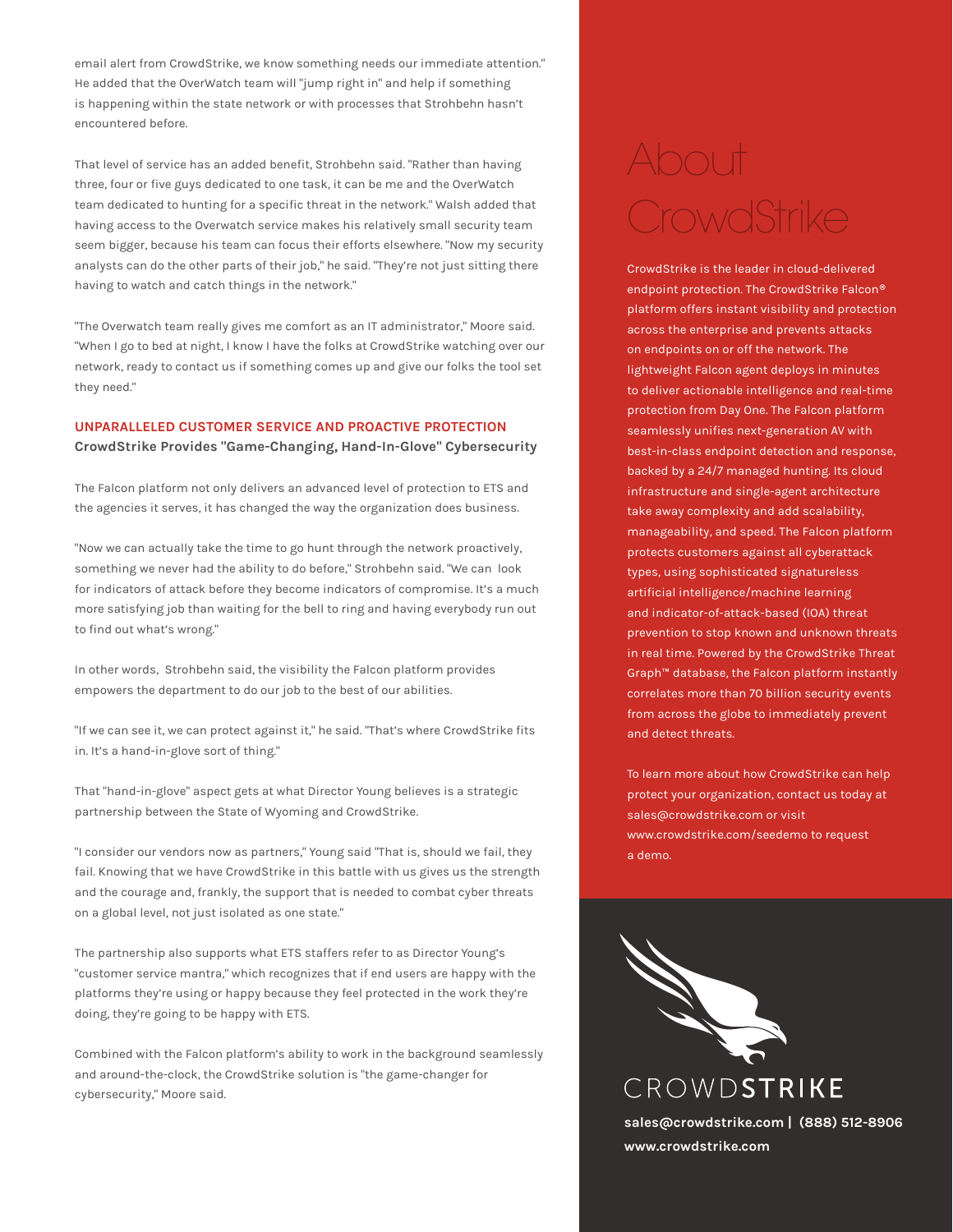email alert from CrowdStrike, we know something needs our immediate attention." He added that the OverWatch team will "jump right in" and help if something is happening within the state network or with processes that Strohbehn hasn't encountered before.

That level of service has an added benefit, Strohbehn said. "Rather than having three, four or five guys dedicated to one task, it can be me and the OverWatch team dedicated to hunting for a specific threat in the network." Walsh added that having access to the Overwatch service makes his relatively small security team seem bigger, because his team can focus their efforts elsewhere. "Now my security analysts can do the other parts of their job," he said. "They're not just sitting there having to watch and catch things in the network."

"The Overwatch team really gives me comfort as an IT administrator," Moore said. "When I go to bed at night, I know I have the folks at CrowdStrike watching over our network, ready to contact us if something comes up and give our folks the tool set they need."

## UNPARALLELED CUSTOMER SERVICE AND PROACTIVE PROTECTION

**CrowdStrike Provides "Game-Changing, Hand-In-Glove" Cybersecurity**

The Falcon platform not only delivers an advanced level of protection to ETS and the agencies it serves, it has changed the way the organization does business.

"Now we can actually take the time to go hunt through the network proactively, something we never had the ability to do before," Strohbehn said. "We can look for indicators of attack before they become indicators of compromise. It's a much more satisfying job than waiting for the bell to ring and having everybody run out to find out what's wrong."

In other words, Strohbehn said, the visibility the Falcon platform provides empowers the department to do our job to the best of our abilities.

"If we can see it, we can protect against it," he said. "That's where CrowdStrike fits in. It's a hand-in-glove sort of thing."

That "hand-in-glove" aspect gets at what Director Young believes is a strategic partnership between the State of Wyoming and CrowdStrike.

"I consider our vendors now as partners," Young said "That is, should we fail, they fail. Knowing that we have CrowdStrike in this battle with us gives us the strength and the courage and, frankly, the support that is needed to combat cyber threats on a global level, not just isolated as one state."

The partnership also supports what ETS staffers refer to as Director Young's "customer service mantra," which recognizes that if end users are happy with the platforms they're using or happy because they feel protected in the work they're doing, they're going to be happy with ETS.

Combined with the Falcon platform's ability to work in the background seamlessly and around-the-clock, the CrowdStrike solution is "the game-changer for cybersecurity," Moore said.

# About CrowdStrike

CrowdStrike is the leader in cloud-delivered endpoint protection. The CrowdStrike Falcon® platform offers instant visibility and protection across the enterprise and prevents attacks on endpoints on or off the network. The lightweight Falcon agent deploys in minutes to deliver actionable intelligence and real-time protection from Day One. The Falcon platform seamlessly unifies next-generation AV with best-in-class endpoint detection and response, backed by a 24/7 managed hunting. Its cloud infrastructure and single-agent architecture take away complexity and add scalability, manageability, and speed. The Falcon platform protects customers against all cyberattack types, using sophisticated signatureless artificial intelligence/machine learning and indicator-of-attack-based (IOA) threat prevention to stop known and unknown threats in real time. Powered by the CrowdStrike Threat Graph™ database, the Falcon platform instantly correlates more than 70 billion security events from across the globe to immediately prevent and detect threats.

To learn more about how CrowdStrike can help protect your organization, contact us today at sales@crowdstrike.com or visit www.crowdstrike.com/seedemo to request a demo.

CROWDSTRIKE

**sales@crowdstrike.com | (888) 512-8906**
**www.crowdstrike.com**